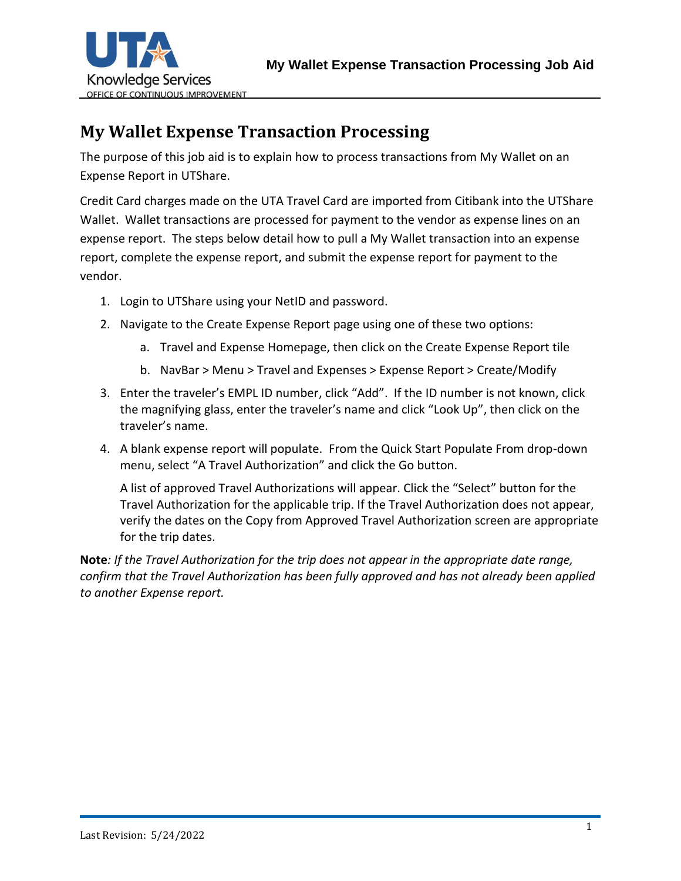# My Wallet Expense Transaction Processing

The purpose of this job aid is to explain how to process transactions from My Wallet on an Expense Report in UTShare.

Credit Card charges made on the UTA Travel Card are imported from Citibank into the UTShare Wallet. Wallet transactions are processed for payment to the vendor as expense lines on an expense report. The steps below detail how to pull a My Wallet transaction into an expense report, complete the expense report, and submit the expense report for payment to the vendor.

1. Login to UTShare using your NetID and password.
2. Navigate to the Create Expense Report page using one of these two options:
   a. Travel and Expense Homepage, then click on the Create Expense Report tile
   b. NavBar > Menu > Travel and Expenses > Expense Report > Create/Modify
3. Enter the traveler's EMPL ID number, click "Add". If the ID number is not known, click the magnifying glass, enter the traveler's name and click "Look Up", then click on the traveler's name.
4. A blank expense report will populate. From the Quick Start Populate From drop-down menu, select "A Travel Authorization" and click the Go button.

   A list of approved Travel Authorizations will appear. Click the "Select" button for the Travel Authorization for the applicable trip. If the Travel Authorization does not appear, verify the dates on the Copy from Approved Travel Authorization screen are appropriate for the trip dates.

**Note***: If the Travel Authorization for the trip does not appear in the appropriate date range, confirm that the Travel Authorization has been fully approved and has not already been applied to another Expense report.*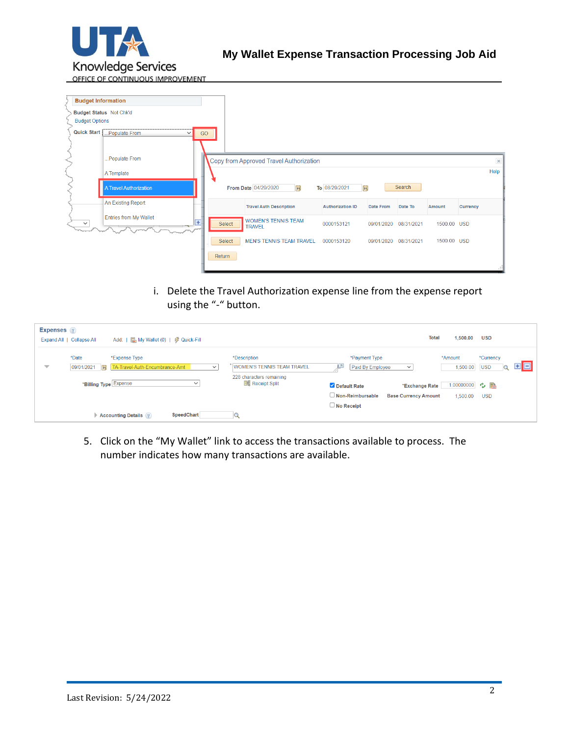i. Delete the Travel Authorization expense line from the expense report using the “-“ button.

5. Click on the “My Wallet” link to access the transactions available to process. The number indicates how many transactions are available.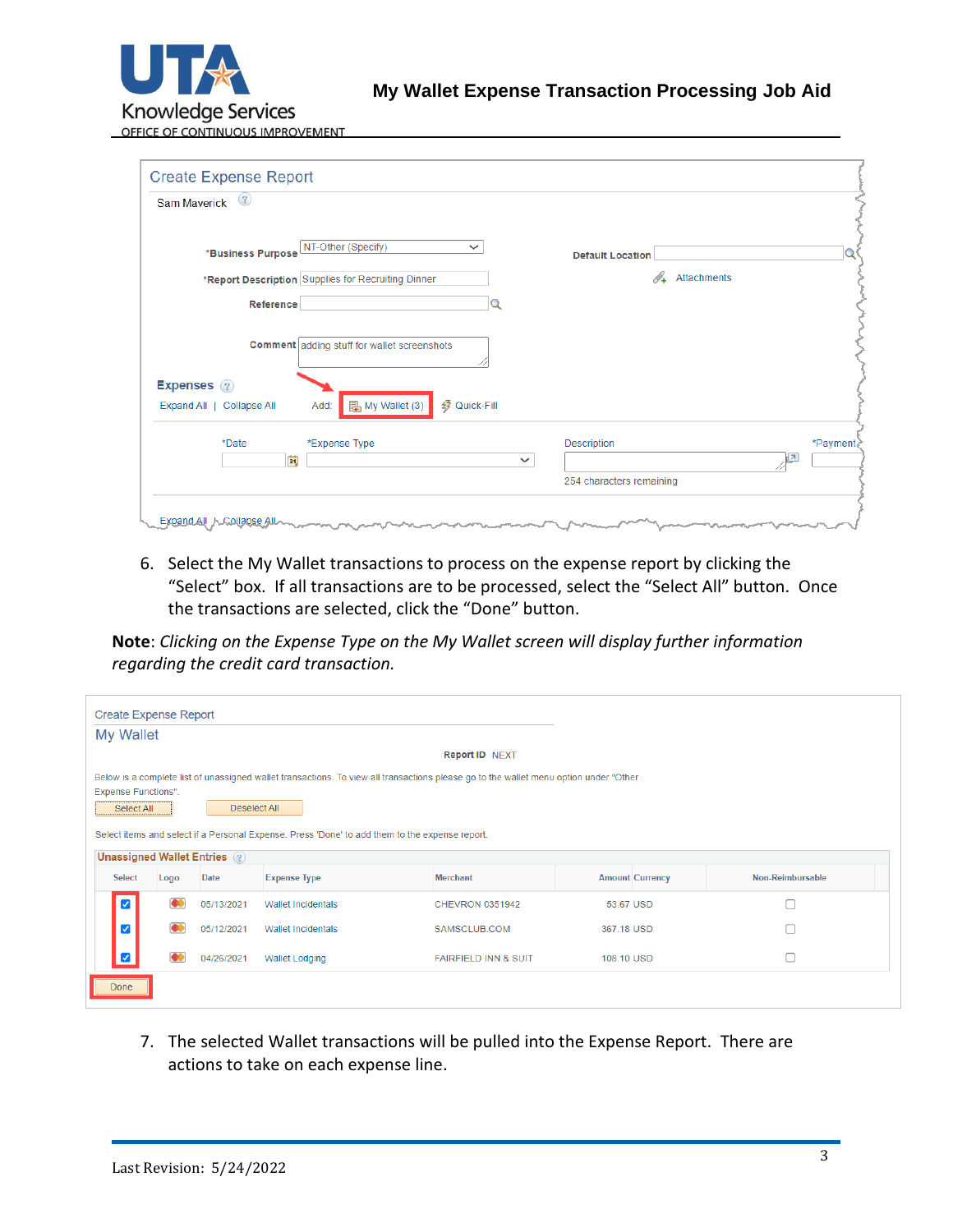Create Expense Report

Sam Maverick

*Business Purpose NT-Other (Specify)

Default Location

*Report Description Supplies for Recruiting Dinner

Attachments

Reference

Comment adding stuff for wallet screenshots

Expenses

Expand All | Collapse All    Add: My Wallet (3)    Quick-Fill

*Date    *Expense Type    Description    *Payment

254 characters remaining

Expand All | Collapse All

6. Select the My Wallet transactions to process on the expense report by clicking the "Select" box. If all transactions are to be processed, select the "Select All" button. Once the transactions are selected, click the "Done" button.

**Note**: *Clicking on the Expense Type on the My Wallet screen will display further information regarding the credit card transaction.*

Create Expense Report

My Wallet

Report ID NEXT

Below is a complete list of unassigned wallet transactions. To view all transactions please go to the wallet menu option under "Other Expense Functions".

Select All    Deselect All

Select items and select if a Personal Expense. Press 'Done' to add them to the expense report.

Unassigned Wallet Entries

| Select | Logo | Date | Expense Type | Merchant | Amount | Currency | Non-Reimbursable |
|---|---|---|---|---|---|---|---|
| ☑ | | 05/13/2021 | Wallet Incidentals | CHEVRON 0351942 | 53.67 | USD | ☐ |
| ☑ | | 05/12/2021 | Wallet Incidentals | SAMSCLUB.COM | 367.18 | USD | ☐ |
| ☑ | | 04/26/2021 | Wallet Lodging | FAIRFIELD INN & SUIT | 108.10 | USD | ☐ |

Done

7. The selected Wallet transactions will be pulled into the Expense Report. There are actions to take on each expense line.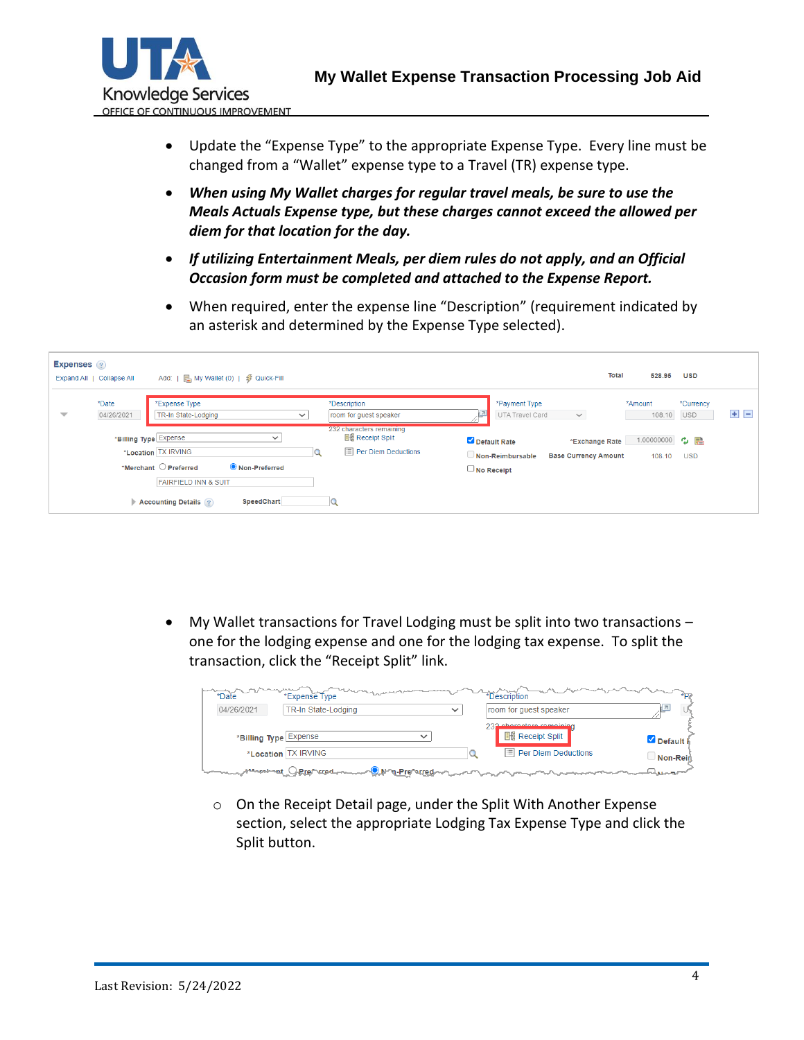- Update the "Expense Type" to the appropriate Expense Type. Every line must be changed from a "Wallet" expense type to a Travel (TR) expense type.
- ***When using My Wallet charges for regular travel meals, be sure to use the Meals Actuals Expense type, but these charges cannot exceed the allowed per diem for that location for the day.***
- ***If utilizing Entertainment Meals, per diem rules do not apply, and an Official Occasion form must be completed and attached to the Expense Report.***
- When required, enter the expense line "Description" (requirement indicated by an asterisk and determined by the Expense Type selected).

- My Wallet transactions for Travel Lodging must be split into two transactions – one for the lodging expense and one for the lodging tax expense. To split the transaction, click the "Receipt Split" link.
  - On the Receipt Detail page, under the Split With Another Expense section, select the appropriate Lodging Tax Expense Type and click the Split button.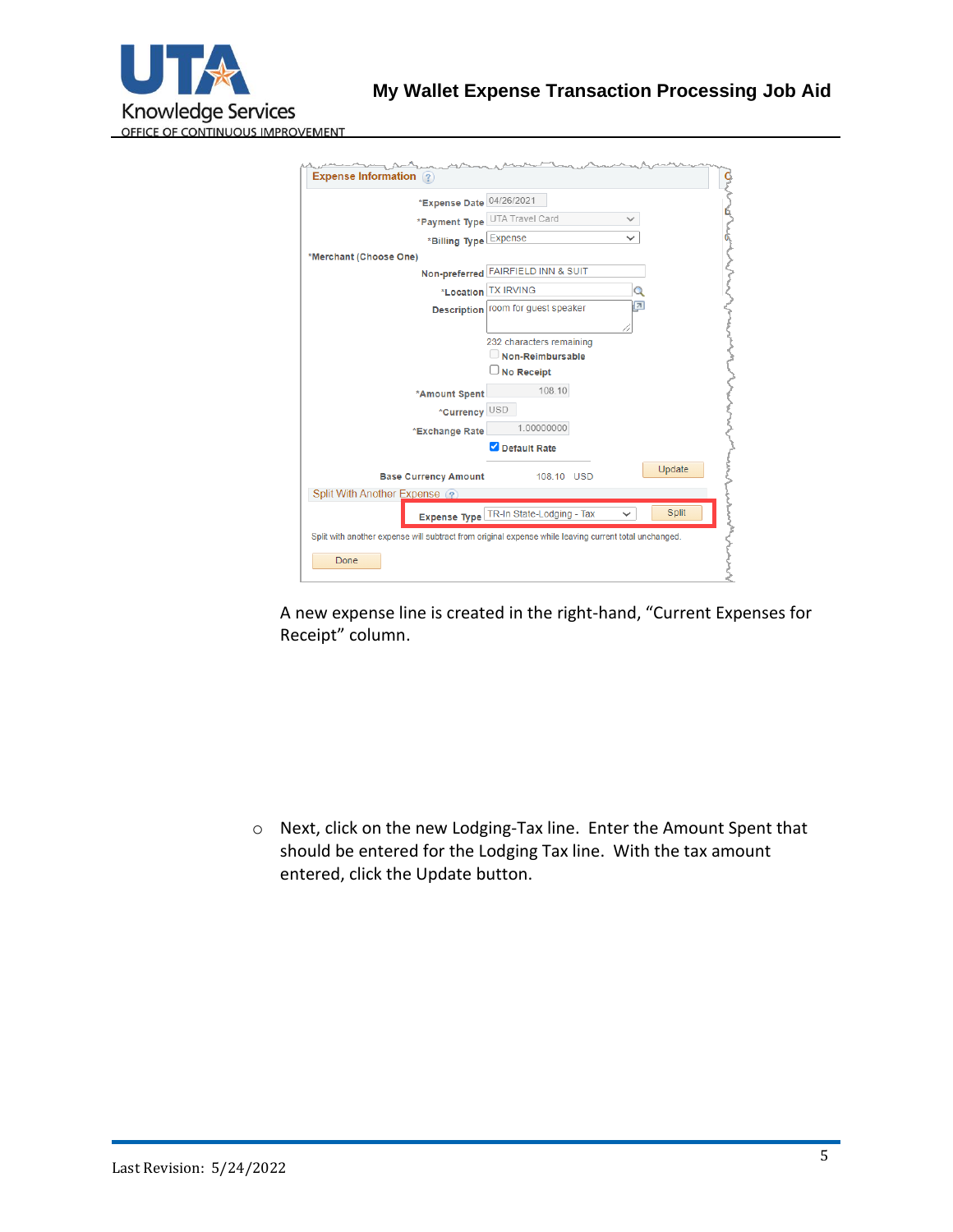A new expense line is created in the right-hand, "Current Expenses for Receipt" column.

- Next, click on the new Lodging-Tax line. Enter the Amount Spent that should be entered for the Lodging Tax line. With the tax amount entered, click the Update button.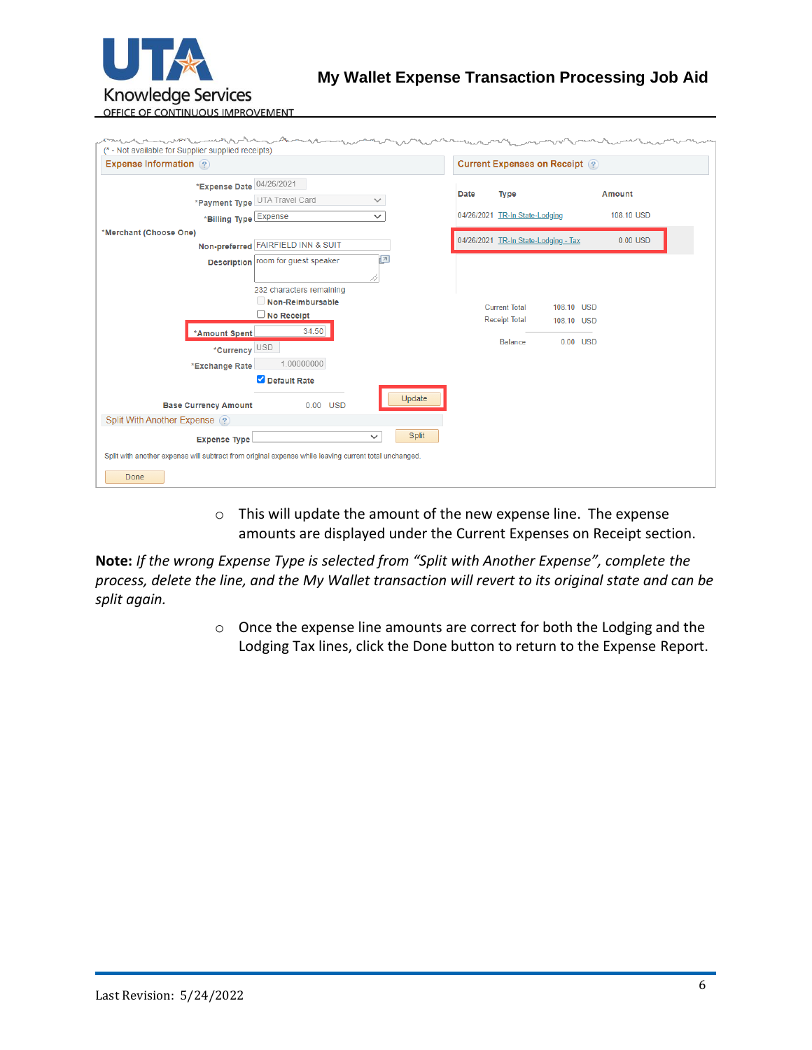(* - Not available for Supplier supplied receipts)

**Expense Information**

| Field | Value |
|---|---|
| *Expense Date | 04/26/2021 |
| *Payment Type | UTA Travel Card |
| *Billing Type | Expense |
| *Merchant (Choose One) | |
| Non-preferred | FAIRFIELD INN & SUIT |
| Description | room for guest speaker |
| | 232 characters remaining |
| | Non-Reimbursable |
| | No Receipt |
| *Amount Spent | 34.50 |
| *Currency | USD |
| *Exchange Rate | 1.00000000 |
| | Default Rate |
| Base Currency Amount | 0.00 USD |

Update

**Split With Another Expense**

Expense Type — Split

Split with another expense will subtract from original expense while leaving current total unchanged.

Done

**Current Expenses on Receipt**

| Date | Type | Amount |
|---|---|---|
| 04/26/2021 | TR-In State-Lodging | 108.10 USD |
| 04/26/2021 | TR-In State-Lodging - Tax | 0.00 USD |

| | | |
|---|---|---|
| Current Total | 108.10 | USD |
| Receipt Total | 108.10 | USD |
| Balance | 0.00 | USD |

- This will update the amount of the new expense line. The expense amounts are displayed under the Current Expenses on Receipt section.

**Note:** *If the wrong Expense Type is selected from "Split with Another Expense", complete the process, delete the line, and the My Wallet transaction will revert to its original state and can be split again.*

- Once the expense line amounts are correct for both the Lodging and the Lodging Tax lines, click the Done button to return to the Expense Report.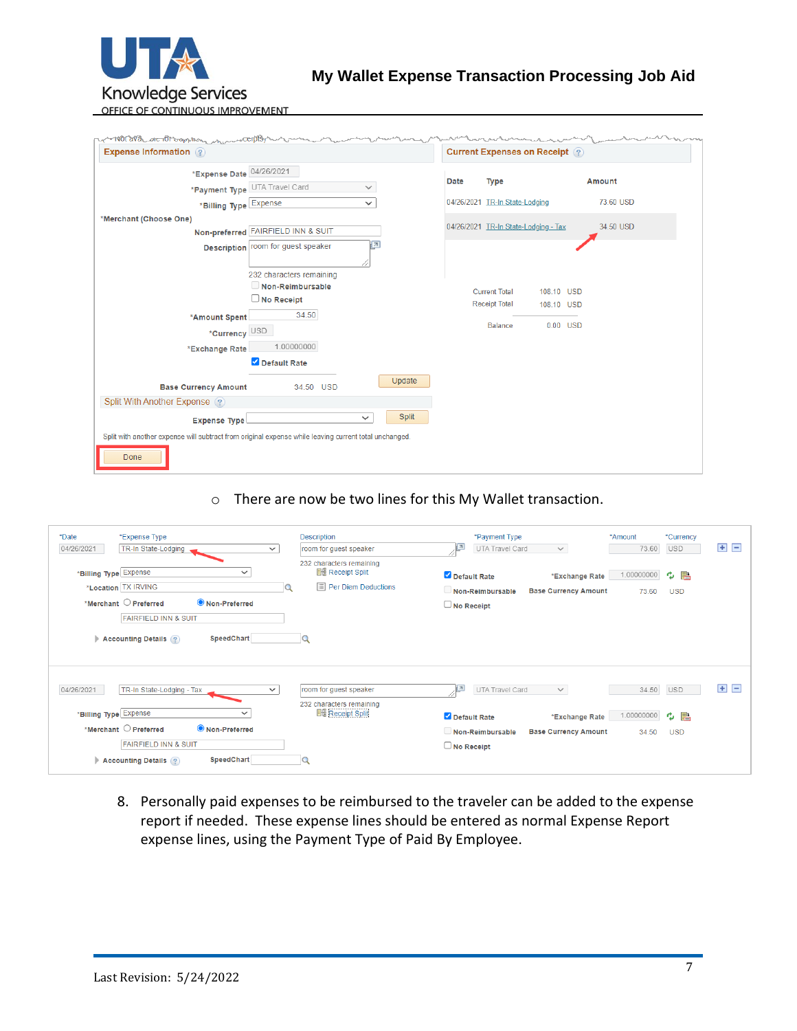- There are now be two lines for this My Wallet transaction.

8. Personally paid expenses to be reimbursed to the traveler can be added to the expense report if needed. These expense lines should be entered as normal Expense Report expense lines, using the Payment Type of Paid By Employee.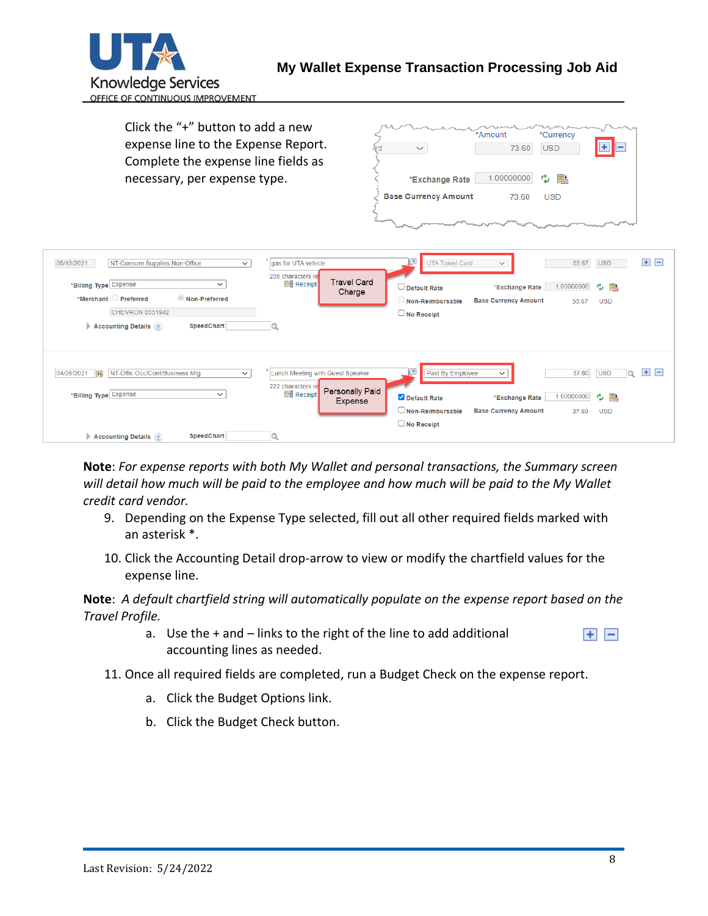Click the "+" button to add a new expense line to the Expense Report. Complete the expense line fields as necessary, per expense type.

**Note**: *For expense reports with both My Wallet and personal transactions, the Summary screen will detail how much will be paid to the employee and how much will be paid to the My Wallet credit card vendor.*

9. Depending on the Expense Type selected, fill out all other required fields marked with an asterisk *.

10. Click the Accounting Detail drop-arrow to view or modify the chartfield values for the expense line.

**Note**: *A default chartfield string will automatically populate on the expense report based on the Travel Profile.*

   a. Use the + and – links to the right of the line to add additional accounting lines as needed.

11. Once all required fields are completed, run a Budget Check on the expense report.

   a. Click the Budget Options link.

   b. Click the Budget Check button.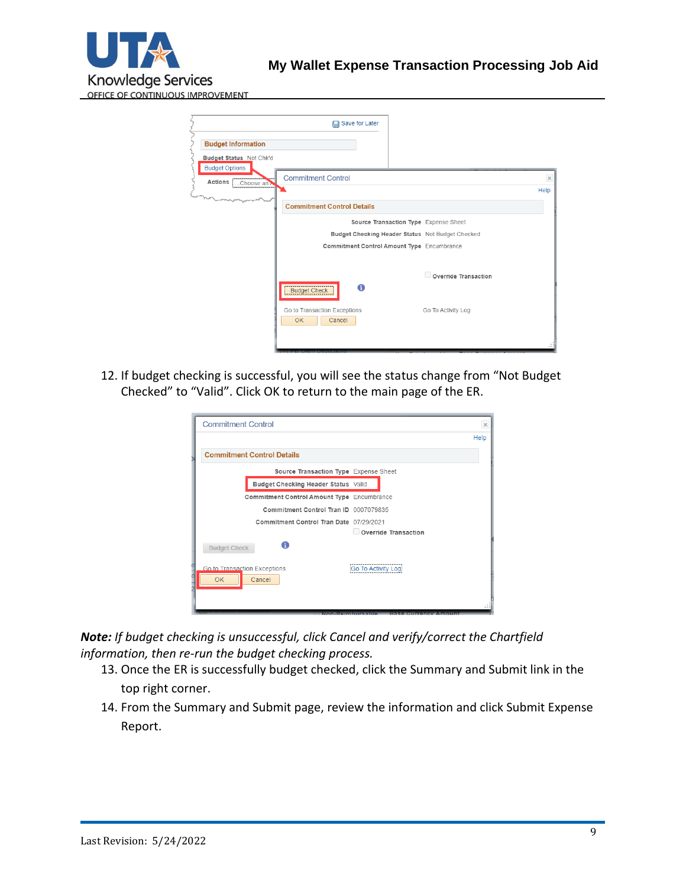12. If budget checking is successful, you will see the status change from "Not Budget Checked" to "Valid". Click OK to return to the main page of the ER.

***Note:*** *If budget checking is unsuccessful, click Cancel and verify/correct the Chartfield information, then re-run the budget checking process.*

13. Once the ER is successfully budget checked, click the Summary and Submit link in the top right corner.
14. From the Summary and Submit page, review the information and click Submit Expense Report.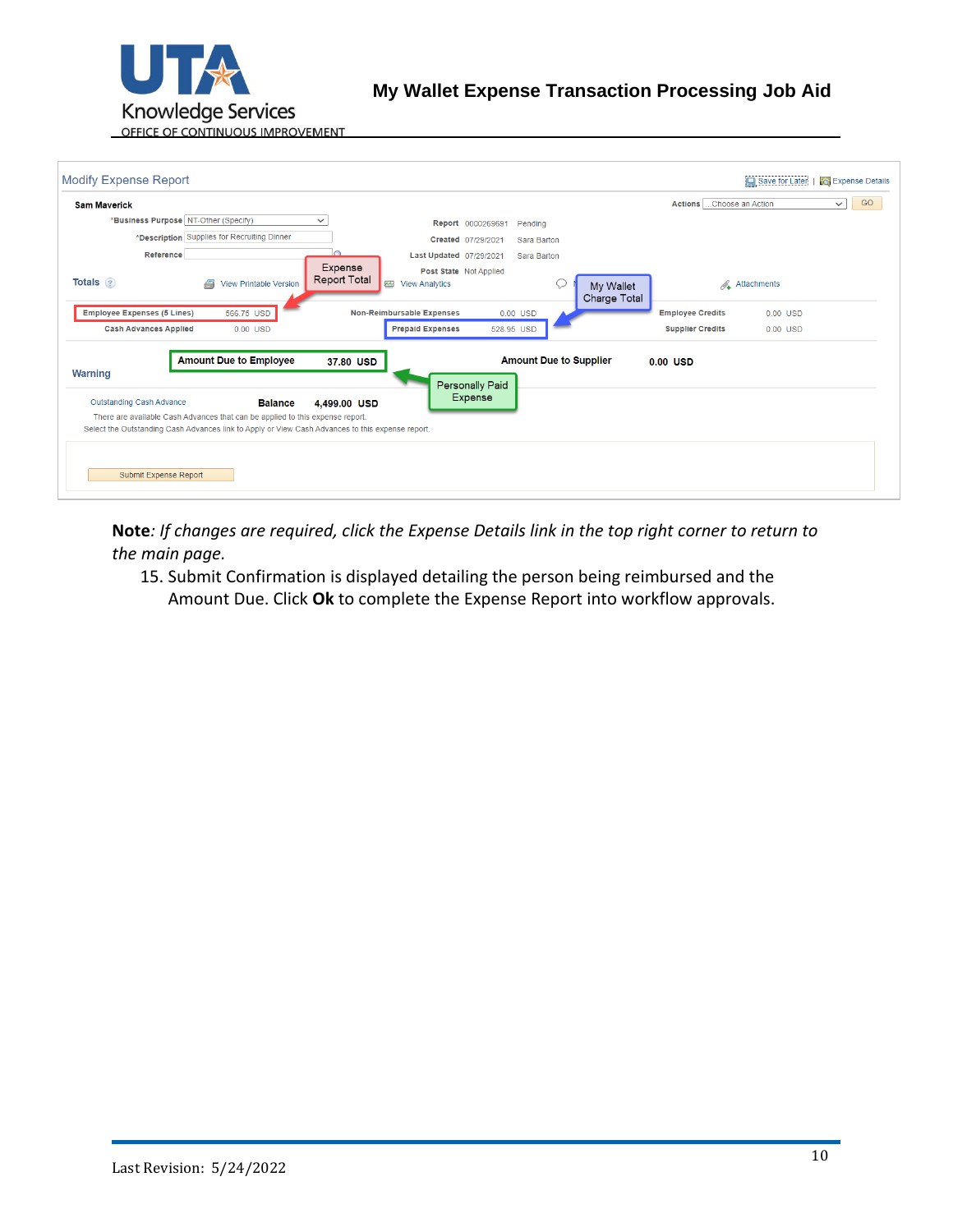Modify Expense Report

Save for Later | Expense Details

Sam Maverick

Actions Choose an Action GO

*Business Purpose NT-Other (Specify)

*Description Supplies for Recruiting Dinner

Reference

Report 0000269691 Pending

Created 07/29/2021 Sara Barton

Last Updated 07/29/2021 Sara Barton

Post State Not Applied

Totals

View Printable Version

Expense Report Total

View Analytics

My Wallet Charge Total

Attachments

| | | | | | |
|---|---|---|---|---|---|
| Employee Expenses (5 Lines) | 566.75 USD | Non-Reimbursable Expenses | 0.00 USD | Employee Credits | 0.00 USD |
| Cash Advances Applied | 0.00 USD | Prepaid Expenses | 528.95 USD | Supplier Credits | 0.00 USD |

Amount Due to Employee 37.80 USD

Amount Due to Supplier 0.00 USD

Personally Paid Expense

Warning

Outstanding Cash Advance Balance 4,499.00 USD

There are available Cash Advances that can be applied to this expense report.

Select the Outstanding Cash Advances link to Apply or View Cash Advances to this expense report.

Submit Expense Report

**Note**: *If changes are required, click the Expense Details link in the top right corner to return to the main page.*

15. Submit Confirmation is displayed detailing the person being reimbursed and the Amount Due. Click **Ok** to complete the Expense Report into workflow approvals.